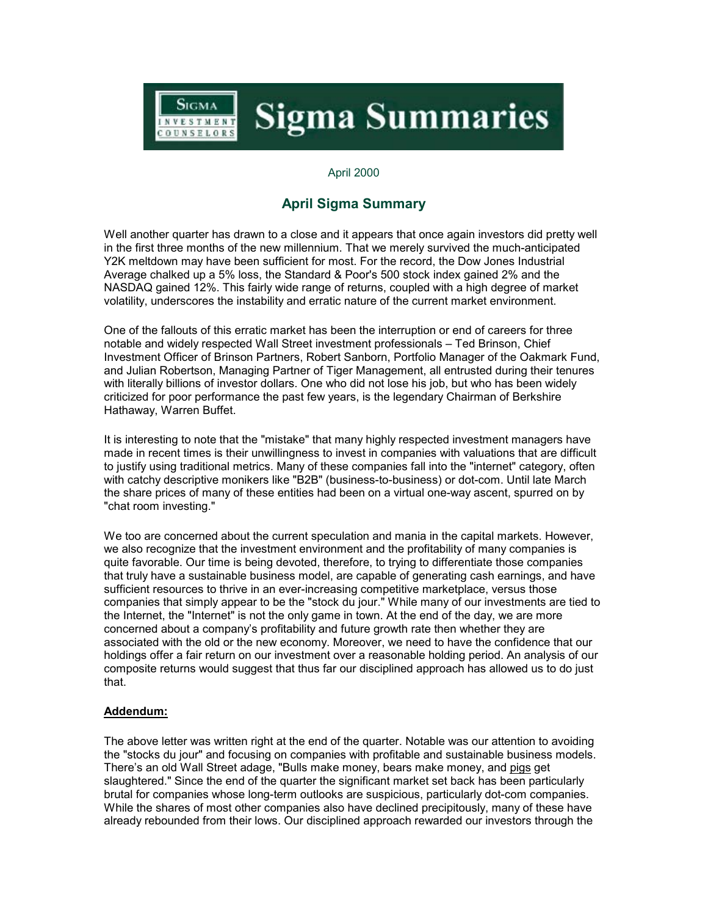# Sigma Summaries

April 2000

## April Sigma Summary

Well another quarter has drawn to a close and it appears that once again investors did pretty well in the first three months of the new millennium. That we merely survived the much-anticipated Y2K meltdown may have been sufficient for most. For the record, the Dow Jones Industrial Average chalked up a 5% loss, the Standard & Poor's 500 stock index gained 2% and the NASDAQ gained 12%. This fairly wide range of returns, coupled with a high degree of market volatility, underscores the instability and erratic nature of the current market environment.

One of the fallouts of this erratic market has been the interruption or end of careers for three notable and widely respected Wall Street investment professionals – Ted Brinson, Chief Investment Officer of Brinson Partners, Robert Sanborn, Portfolio Manager of the Oakmark Fund, and Julian Robertson, Managing Partner of Tiger Management, all entrusted during their tenures with literally billions of investor dollars. One who did not lose his job, but who has been widely criticized for poor performance the past few years, is the legendary Chairman of Berkshire Hathaway, Warren Buffet.

It is interesting to note that the "mistake" that many highly respected investment managers have made in recent times is their unwillingness to invest in companies with valuations that are difficult to justify using traditional metrics. Many of these companies fall into the "internet" category, often with catchy descriptive monikers like "B2B" (business-to-business) or dot-com. Until late March the share prices of many of these entities had been on a virtual one-way ascent, spurred on by "chat room investing."

We too are concerned about the current speculation and mania in the capital markets. However, we also recognize that the investment environment and the profitability of many companies is quite favorable. Our time is being devoted, therefore, to trying to differentiate those companies that truly have a sustainable business model, are capable of generating cash earnings, and have sufficient resources to thrive in an ever-increasing competitive marketplace, versus those companies that simply appear to be the "stock du jour." While many of our investments are tied to the Internet, the "Internet" is not the only game in town. At the end of the day, we are more concerned about a company's profitability and future growth rate then whether they are associated with the old or the new economy. Moreover, we need to have the confidence that our holdings offer a fair return on our investment over a reasonable holding period. An analysis of our composite returns would suggest that thus far our disciplined approach has allowed us to do just that.

**Addendum:**

The above letter was written right at the end of the quarter. Notable was our attention to avoiding the "stocks du jour" and focusing on companies with profitable and sustainable business models. There's an old Wall Street adage, "Bulls make money, bears make money, and pigs get slaughtered." Since the end of the quarter the significant market set back has been particularly brutal for companies whose long-term outlooks are suspicious, particularly dot-com companies. While the shares of most other companies also have declined precipitously, many of these have already rebounded from their lows. Our disciplined approach rewarded our investors through the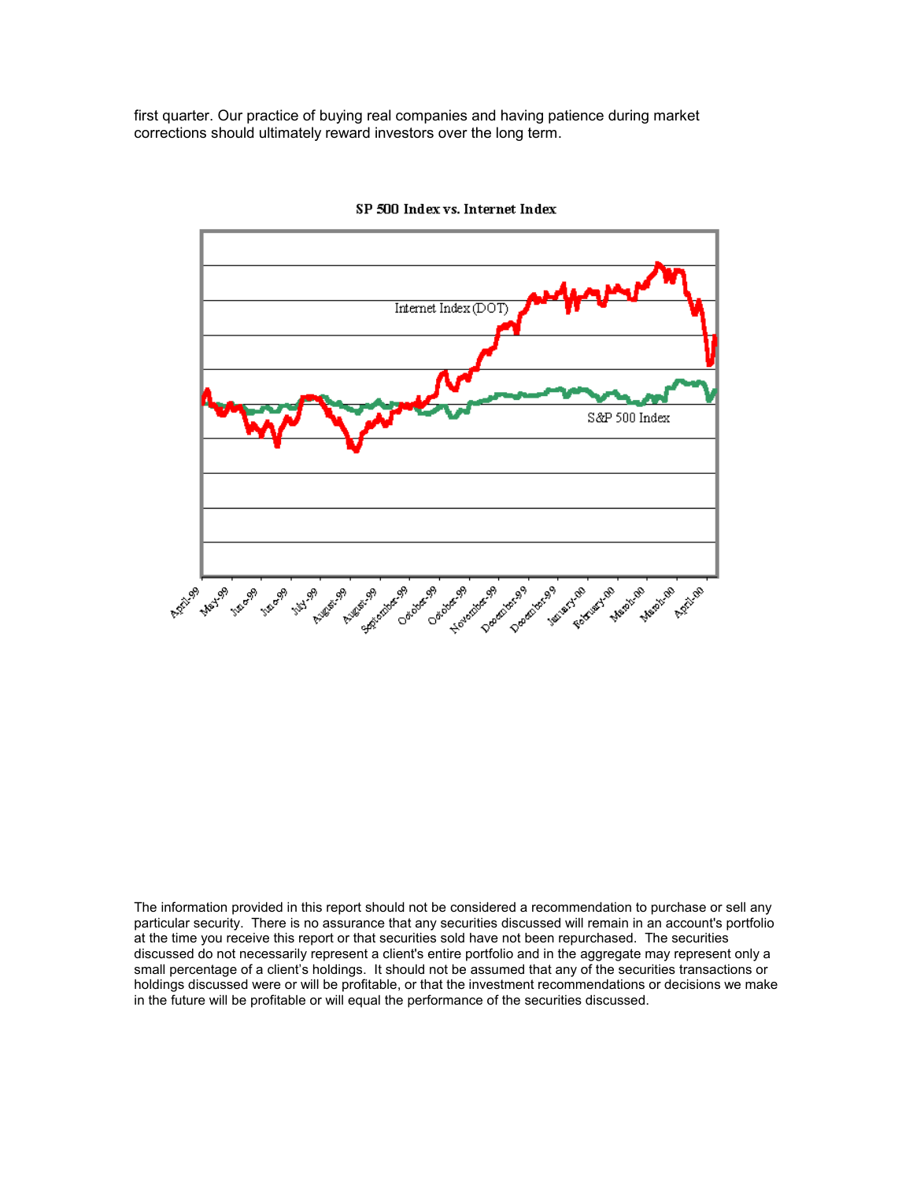first quarter. Our practice of buying real companies and having patience during market corrections should ultimately reward investors over the long term.

**SP 500 Index vs. Internet Index**

Internet Index (DOT)

S&P 500 Index

April-99
May-99
June-99
June-99
July-99
August-99
August-99
September-99
October-99
October-99
November-99
December-99
December-99
January-00
February-00
March-00
March-00
April-00

The information provided in this report should not be considered a recommendation to purchase or sell any particular security. There is no assurance that any securities discussed will remain in an account's portfolio at the time you receive this report or that securities sold have not been repurchased. The securities discussed do not necessarily represent a client's entire portfolio and in the aggregate may represent only a small percentage of a client's holdings. It should not be assumed that any of the securities transactions or holdings discussed were or will be profitable, or that the investment recommendations or decisions we make in the future will be profitable or will equal the performance of the securities discussed.